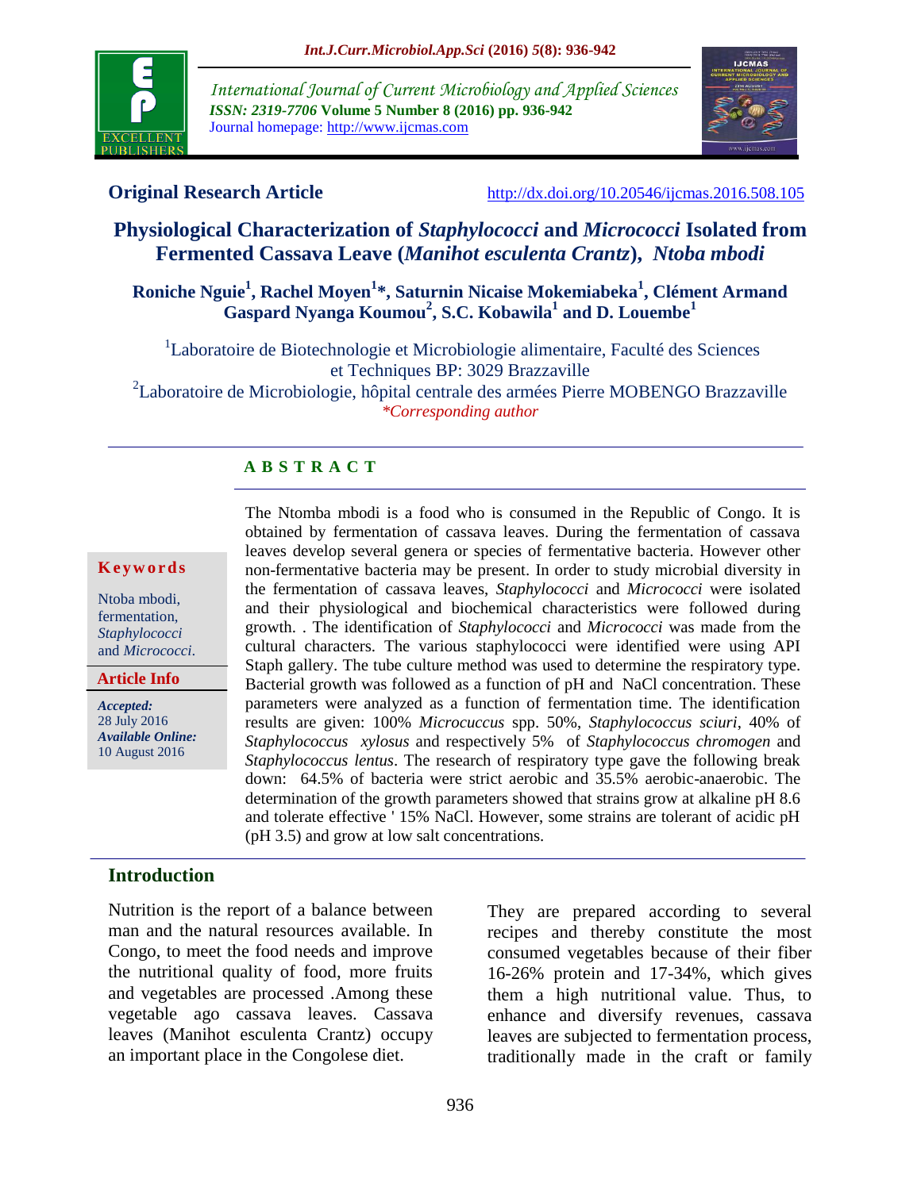**Original Research Article** http://dx.doi.org/10.20546/ijcmas.2016.508.105

# Physiological Characterization of *Staphylococci* and *Micrococci* Isolated from Fermented Cassava Leave (*Manihot esculenta Crantz*), *Ntoba mbodi*

**Roniche Nguie[1], Rachel Moyen[1]\*, Saturnin Nicaise Mokemiabeka[1], Clément Armand Gaspard Nyanga Koumou[2], S.C. Kobawila[1] and D. Louembe[1]**

[1]Laboratoire de Biotechnologie et Microbiologie alimentaire, Faculté des Sciences et Techniques BP: 3029 Brazzaville

[2]Laboratoire de Microbiologie, hôpital centrale des armées Pierre MOBENGO Brazzaville

*\*Corresponding author*

**Keywords**

Ntoba mbodi, fermentation, *Staphylococci* and *Micrococci*.

**Article Info**

***Accepted:*** 28 July 2016

***Available Online:*** 10 August 2016

## ABSTRACT

The Ntomba mbodi is a food who is consumed in the Republic of Congo. It is obtained by fermentation of cassava leaves. During the fermentation of cassava leaves develop several genera or species of fermentative bacteria. However other non-fermentative bacteria may be present. In order to study microbial diversity in the fermentation of cassava leaves, *Staphylococci* and *Micrococci* were isolated and their physiological and biochemical characteristics were followed during growth. . The identification of *Staphylococci* and *Micrococci* was made from the cultural characters. The various staphylococci were identified were using API Staph gallery. The tube culture method was used to determine the respiratory type. Bacterial growth was followed as a function of pH and NaCl concentration. These parameters were analyzed as a function of fermentation time. The identification results are given: 100% *Micrococcus* spp. 50%, *Staphylococcus sciuri*, 40% of *Staphylococcus xylosus* and respectively 5% of *Staphylococcus chromogen* and *Staphylococcus lentus*. The research of respiratory type gave the following break down: 64.5% of bacteria were strict aerobic and 35.5% aerobic-anaerobic. The determination of the growth parameters showed that strains grow at alkaline pH 8.6 and tolerate effective ' 15% NaCl. However, some strains are tolerant of acidic pH (pH 3.5) and grow at low salt concentrations.

## Introduction

Nutrition is the report of a balance between man and the natural resources available. In Congo, to meet the food needs and improve the nutritional quality of food, more fruits and vegetables are processed .Among these vegetable ago cassava leaves. Cassava leaves (Manihot esculenta Crantz) occupy an important place in the Congolese diet.

They are prepared according to several recipes and thereby constitute the most consumed vegetables because of their fiber 16-26% protein and 17-34%, which gives them a high nutritional value. Thus, to enhance and diversify revenues, cassava leaves are subjected to fermentation process, traditionally made in the craft or family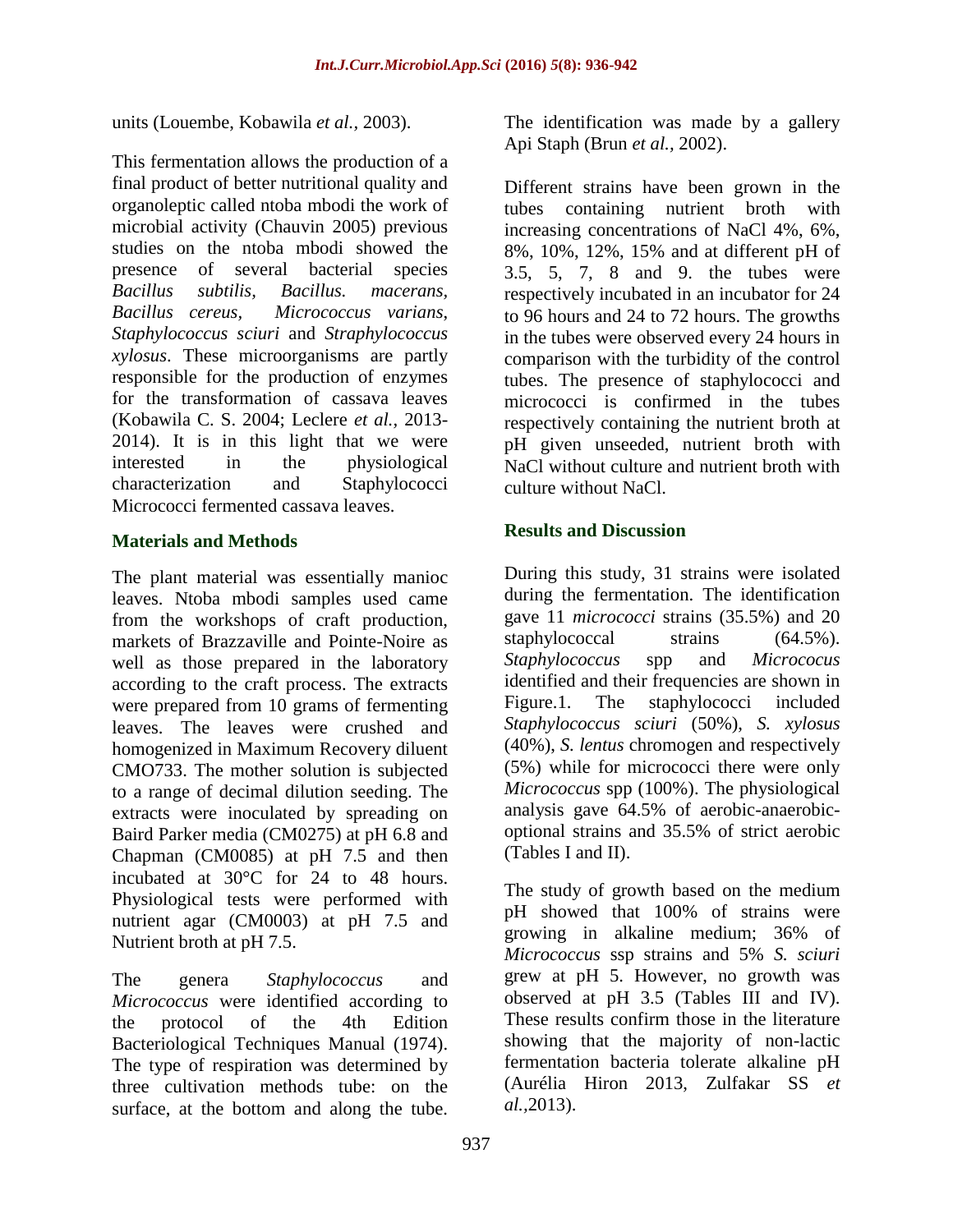units (Louembe, Kobawila *et al.,* 2003).

This fermentation allows the production of a final product of better nutritional quality and organoleptic called ntoba mbodi the work of microbial activity (Chauvin 2005) previous studies on the ntoba mbodi showed the presence of several bacterial species *Bacillus subtilis, Bacillus. macerans, Bacillus cereus, Micrococcus varians, Staphylococcus sciuri* and *Straphylococcus xylosus*. These microorganisms are partly responsible for the production of enzymes for the transformation of cassava leaves (Kobawila C. S. 2004; Leclere *et al.,* 2013-2014). It is in this light that we were interested in the physiological characterization and Staphylococci Micrococci fermented cassava leaves.

## Materials and Methods

The plant material was essentially manioc leaves. Ntoba mbodi samples used came from the workshops of craft production, markets of Brazzaville and Pointe-Noire as well as those prepared in the laboratory according to the craft process. The extracts were prepared from 10 grams of fermenting leaves. The leaves were crushed and homogenized in Maximum Recovery diluent CMO733. The mother solution is subjected to a range of decimal dilution seeding. The extracts were inoculated by spreading on Baird Parker media (CM0275) at pH 6.8 and Chapman (CM0085) at pH 7.5 and then incubated at 30°C for 24 to 48 hours. Physiological tests were performed with nutrient agar (CM0003) at pH 7.5 and Nutrient broth at pH 7.5.

The genera *Staphylococcus* and *Micrococcus* were identified according to the protocol of the 4th Edition Bacteriological Techniques Manual (1974). The type of respiration was determined by three cultivation methods tube: on the surface, at the bottom and along the tube. The identification was made by a gallery Api Staph (Brun *et al.,* 2002).

Different strains have been grown in the tubes containing nutrient broth with increasing concentrations of NaCl 4%, 6%, 8%, 10%, 12%, 15% and at different pH of 3.5, 5, 7, 8 and 9. the tubes were respectively incubated in an incubator for 24 to 96 hours and 24 to 72 hours. The growths in the tubes were observed every 24 hours in comparison with the turbidity of the control tubes. The presence of staphylococci and micrococci is confirmed in the tubes respectively containing the nutrient broth at pH given unseeded, nutrient broth with NaCl without culture and nutrient broth with culture without NaCl.

## Results and Discussion

During this study, 31 strains were isolated during the fermentation. The identification gave 11 *micrococci* strains (35.5%) and 20 staphylococcal strains (64.5%). *Staphylococcus* spp and *Micrococus* identified and their frequencies are shown in Figure.1. The staphylococci included *Staphylococcus sciuri* (50%), *S. xylosus* (40%), *S. lentus* chromogen and respectively (5%) while for micrococci there were only *Micrococcus* spp (100%). The physiological analysis gave 64.5% of aerobic-anaerobic-optional strains and 35.5% of strict aerobic (Tables I and II).

The study of growth based on the medium pH showed that 100% of strains were growing in alkaline medium; 36% of *Micrococcus* ssp strains and 5% *S. sciuri* grew at pH 5. However, no growth was observed at pH 3.5 (Tables III and IV). These results confirm those in the literature showing that the majority of non-lactic fermentation bacteria tolerate alkaline pH (Aurélia Hiron 2013, Zulfakar SS *et al.,*2013).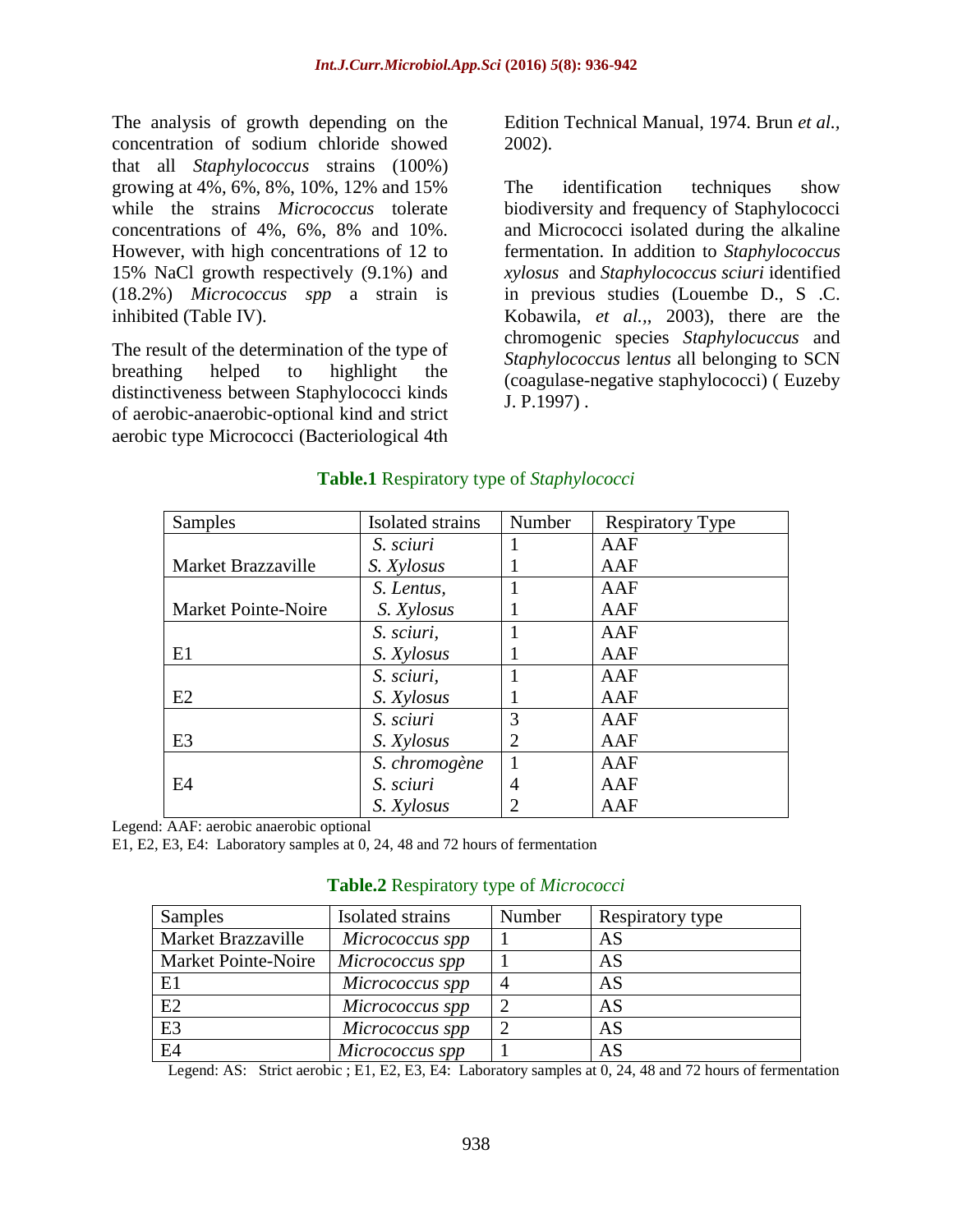The analysis of growth depending on the concentration of sodium chloride showed that all *Staphylococcus* strains (100%) growing at 4%, 6%, 8%, 10%, 12% and 15% while the strains *Micrococcus* tolerate concentrations of 4%, 6%, 8% and 10%. However, with high concentrations of 12 to 15% NaCl growth respectively (9.1%) and (18.2%) *Micrococcus spp* a strain is inhibited (Table IV).

The result of the determination of the type of breathing helped to highlight the distinctiveness between Staphylococci kinds of aerobic-anaerobic-optional kind and strict aerobic type Micrococci (Bacteriological 4th Edition Technical Manual, 1974. Brun *et al.*, 2002).

The identification techniques show biodiversity and frequency of Staphylococci and Micrococci isolated during the alkaline fermentation. In addition to *Staphylococcus xylosus* and *Staphylococcus sciuri* identified in previous studies (Louembe D., S .C. Kobawila, *et al.*,, 2003), there are the chromogenic species *Staphylocuccus* and *Staphylococcus* l*entus* all belonging to SCN (coagulase-negative staphylococci) ( Euzeby J. P.1997) .

**Table.1** Respiratory type of *Staphylococci*

| Samples | Isolated strains | Number | Respiratory Type |
|---|---|---|---|
| Market Brazzaville | *S. sciuri* | 1 | AAF |
| | *S. Xylosus* | 1 | AAF |
| Market Pointe-Noire | *S. Lentus,* | 1 | AAF |
| | *S. Xylosus* | 1 | AAF |
| E1 | *S. sciuri,* | 1 | AAF |
| | *S. Xylosus* | 1 | AAF |
| E2 | *S. sciuri,* | 1 | AAF |
| | *S. Xylosus* | 1 | AAF |
| E3 | *S. sciuri* | 3 | AAF |
| | *S. Xylosus* | 2 | AAF |
| E4 | *S. chromogène* | 1 | AAF |
| | *S. sciuri* | 4 | AAF |
| | *S. Xylosus* | 2 | AAF |

Legend: AAF: aerobic anaerobic optional
E1, E2, E3, E4: Laboratory samples at 0, 24, 48 and 72 hours of fermentation

**Table.2** Respiratory type of *Micrococci*

| Samples | Isolated strains | Number | Respiratory type |
|---|---|---|---|
| Market Brazzaville | *Micrococcus spp* | 1 | AS |
| Market Pointe-Noire | *Micrococcus spp* | 1 | AS |
| E1 | *Micrococcus spp* | 4 | AS |
| E2 | *Micrococcus spp* | 2 | AS |
| E3 | *Micrococcus spp* | 2 | AS |
| E4 | *Micrococcus spp* | 1 | AS |

Legend: AS: Strict aerobic ; E1, E2, E3, E4: Laboratory samples at 0, 24, 48 and 72 hours of fermentation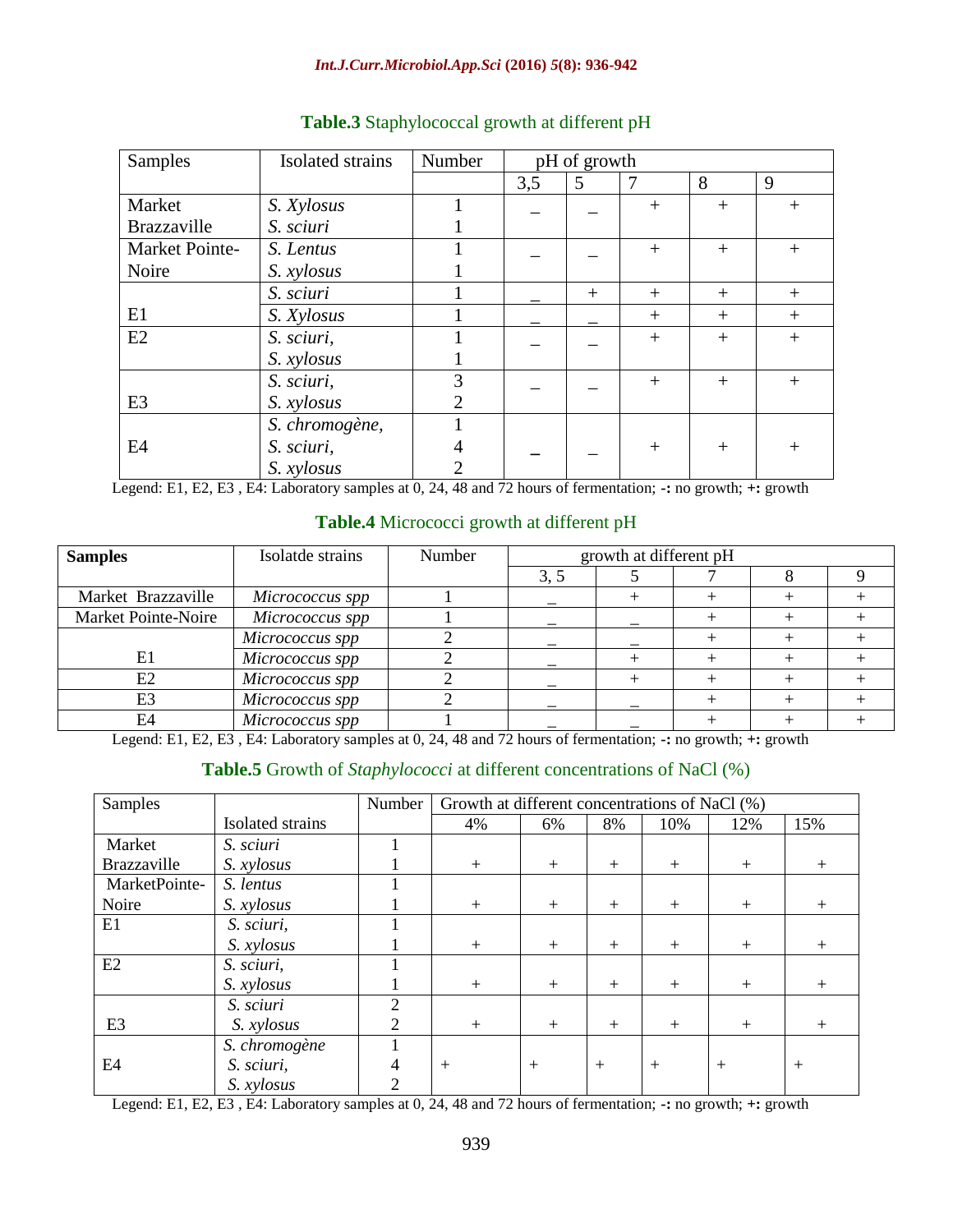**Table.3** Staphylococcal growth at different pH

| Samples | Isolated strains | Number | pH of growth | | | | |
|---|---|---|---|---|---|---|---|
| | | | 3,5 | 5 | 7 | 8 | 9 |
| Market Brazzaville | *S. Xylosus*<br>*S. sciuri* | 1<br>1 | _ | _ | + | + | + |
| Market Pointe-Noire | *S. Lentus*<br>*S. xylosus* | 1<br>1 | _ | _ | + | + | + |
| E1 | *S. sciuri* | 1 | _ | + | + | + | + |
| | *S. Xylosus* | 1 | _ | _ | + | + | + |
| E2 | *S. sciuri,*<br>*S. xylosus* | 1<br>1 | _ | _ | + | + | + |
| E3 | *S. sciuri,*<br>*S. xylosus* | 3<br>2 | _ | _ | + | + | + |
| E4 | *S. chromogène,*<br>*S. sciuri,*<br>*S. xylosus* | 1<br>4<br>2 | _ | _ | + | + | + |

Legend: E1, E2, E3 , E4: Laboratory samples at 0, 24, 48 and 72 hours of fermentation; **-:** no growth; **+:** growth

**Table.4** Micrococci growth at different pH

| **Samples** | Isolatde strains | Number | growth at different pH | | | | |
|---|---|---|---|---|---|---|---|
| | | | 3, 5 | 5 | 7 | 8 | 9 |
| Market Brazzaville | *Micrococcus spp* | 1 | _ | + | + | + | + |
| Market Pointe-Noire | *Micrococcus spp* | 1 | _ | _ | + | + | + |
| | *Micrococcus spp* | 2 | _ | _ | + | + | + |
| E1 | *Micrococcus spp* | 2 | _ | + | + | + | + |
| E2 | *Micrococcus spp* | 2 | _ | + | + | + | + |
| E3 | *Micrococcus spp* | 2 | _ | _ | + | + | + |
| E4 | *Micrococcus spp* | 1 | _ | _ | + | + | + |

Legend: E1, E2, E3 , E4: Laboratory samples at 0, 24, 48 and 72 hours of fermentation; **-:** no growth; **+:** growth

**Table.5** Growth of *Staphylococci* at different concentrations of NaCl (%)

| Samples | Isolated strains | Number | Growth at different concentrations of NaCl (%) | | | | | |
|---|---|---|---|---|---|---|---|---|
| | | | 4% | 6% | 8% | 10% | 12% | 15% |
| Market Brazzaville | *S. sciuri*<br>*S. xylosus* | 1<br>1 | + | + | + | + | + | + |
| MarketPointe-Noire | *S. lentus*<br>*S. xylosus* | 1<br>1 | + | + | + | + | + | + |
| E1 | *S. sciuri,*<br>*S. xylosus* | 1<br>1 | + | + | + | + | + | + |
| E2 | *S. sciuri,*<br>*S. xylosus* | 1<br>1 | + | + | + | + | + | + |
| E3 | *S. sciuri*<br>*S. xylosus* | 2<br>2 | + | + | + | + | + | + |
| E4 | *S. chromogène*<br>*S. sciuri,*<br>*S. xylosus* | 1<br>4<br>2 | + | + | + | + | + | + |

Legend: E1, E2, E3 , E4: Laboratory samples at 0, 24, 48 and 72 hours of fermentation; **-:** no growth; **+:** growth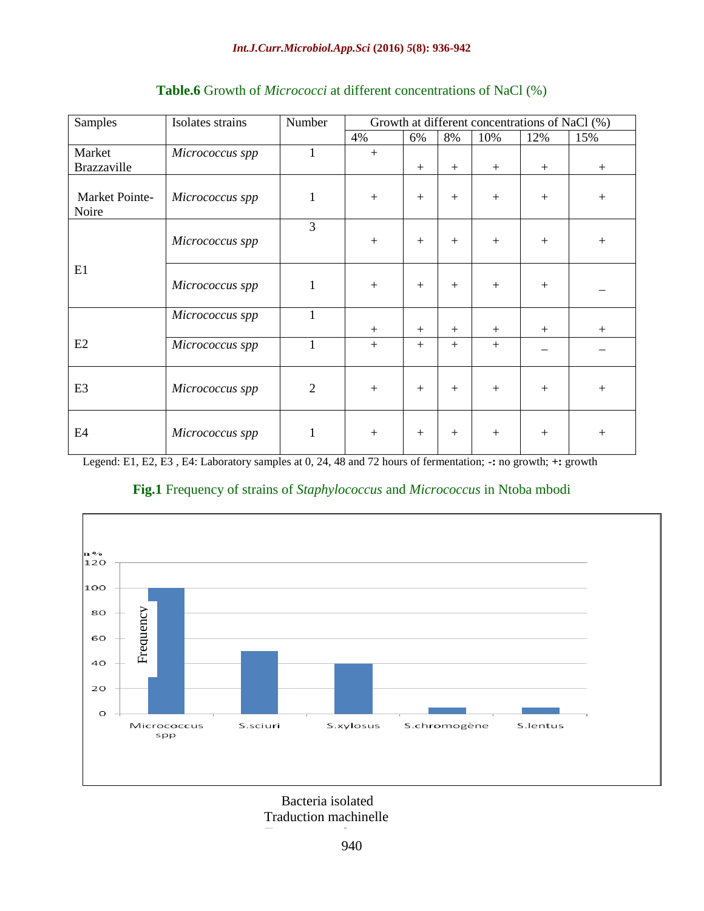**Table.6** Growth of *Micrococci* at different concentrations of NaCl (%)

| Samples | Isolates strains | Number | Growth at different concentrations of NaCl (%) | | | | | |
|---|---|---|---|---|---|---|---|---|
| | | | 4% | 6% | 8% | 10% | 12% | 15% |
| Market Brazzaville | *Micrococcus spp* | 1 | + | + | + | + | + | + |
| Market Pointe-Noire | *Micrococcus spp* | 1 | + | + | + | + | + | + |
| E1 | *Micrococcus spp* | 3 | + | + | + | + | + | + |
| | *Micrococcus spp* | 1 | + | + | + | + | + | _ |
| E2 | *Micrococcus spp* | 1 | + | + | + | + | + | + |
| | *Micrococcus spp* | 1 | + | + | + | + | _ | _ |
| E3 | *Micrococcus spp* | 2 | + | + | + | + | + | + |
| E4 | *Micrococcus spp* | 1 | + | + | + | + | + | + |

Legend: E1, E2, E3 , E4: Laboratory samples at 0, 24, 48 and 72 hours of fermentation; **-:** no growth; **+:** growth

**Fig.1** Frequency of strains of *Staphylococcus* and *Micrococcus* in Ntoba mbodi

Bacteria isolated
Traduction machinelle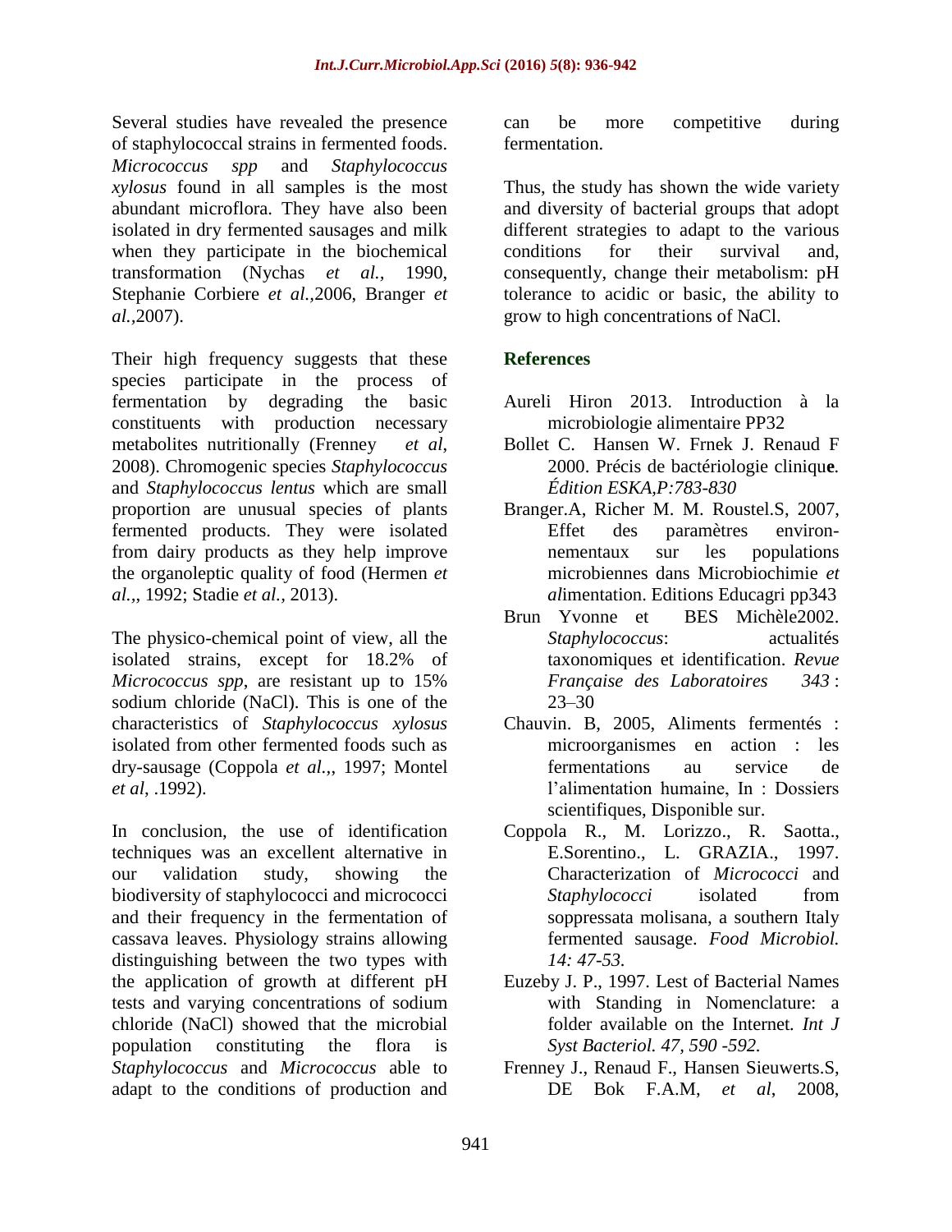Several studies have revealed the presence of staphylococcal strains in fermented foods. *Micrococcus spp* and *Staphylococcus xylosus* found in all samples is the most abundant microflora. They have also been isolated in dry fermented sausages and milk when they participate in the biochemical transformation (Nychas *et al.,* 1990, Stephanie Corbiere *et al.,*2006, Branger *et al.,*2007).

Their high frequency suggests that these species participate in the process of fermentation by degrading the basic constituents with production necessary metabolites nutritionally (Frenney *et al*, 2008). Chromogenic species *Staphylococcus* and *Staphylococcus lentus* which are small proportion are unusual species of plants fermented products. They were isolated from dairy products as they help improve the organoleptic quality of food (Hermen *et al.,*, 1992; Stadie *et al.,* 2013).

The physico-chemical point of view, all the isolated strains, except for 18.2% of *Micrococcus spp*, are resistant up to 15% sodium chloride (NaCl). This is one of the characteristics of *Staphylococcus xylosus* isolated from other fermented foods such as dry-sausage (Coppola *et al.,*, 1997; Montel *et al*, .1992).

In conclusion, the use of identification techniques was an excellent alternative in our validation study, showing the biodiversity of staphylococci and micrococci and their frequency in the fermentation of cassava leaves. Physiology strains allowing distinguishing between the two types with the application of growth at different pH tests and varying concentrations of sodium chloride (NaCl) showed that the microbial population constituting the flora is *Staphylococcus* and *Micrococcus* able to adapt to the conditions of production and can be more competitive during fermentation.

Thus, the study has shown the wide variety and diversity of bacterial groups that adopt different strategies to adapt to the various conditions for their survival and, consequently, change their metabolism: pH tolerance to acidic or basic, the ability to grow to high concentrations of NaCl.

## References

Aureli Hiron 2013. Introduction à la microbiologie alimentaire PP32

Bollet C. Hansen W. Frnek J. Renaud F 2000. Précis de bactériologie clinique. *Édition ESKA,P:783-830*

Branger.A, Richer M. M. Roustel.S, 2007, Effet des paramètres environnementaux sur les populations microbiennes dans Microbiochimie *et al*imentation. Editions Educagri pp343

Brun Yvonne et BES Michèle2002. *Staphylococcus*: actualités taxonomiques et identification. *Revue Française des Laboratoires 343* : 23–30

Chauvin. B, 2005, Aliments fermentés : microorganismes en action : les fermentations au service de l'alimentation humaine, In : Dossiers scientifiques, Disponible sur.

Coppola R., M. Lorizzo., R. Saotta., E.Sorentino., L. GRAZIA., 1997. Characterization of *Micrococci* and *Staphylococci* isolated from soppressata molisana, a southern Italy fermented sausage. *Food Microbiol. 14: 47-53.*

Euzeby J. P., 1997. Lest of Bacterial Names with Standing in Nomenclature: a folder available on the Internet. *Int J Syst Bacteriol. 47, 590 -592.*

Frenney J., Renaud F., Hansen Sieuwerts.S, DE Bok F.A.M, *et al*, 2008,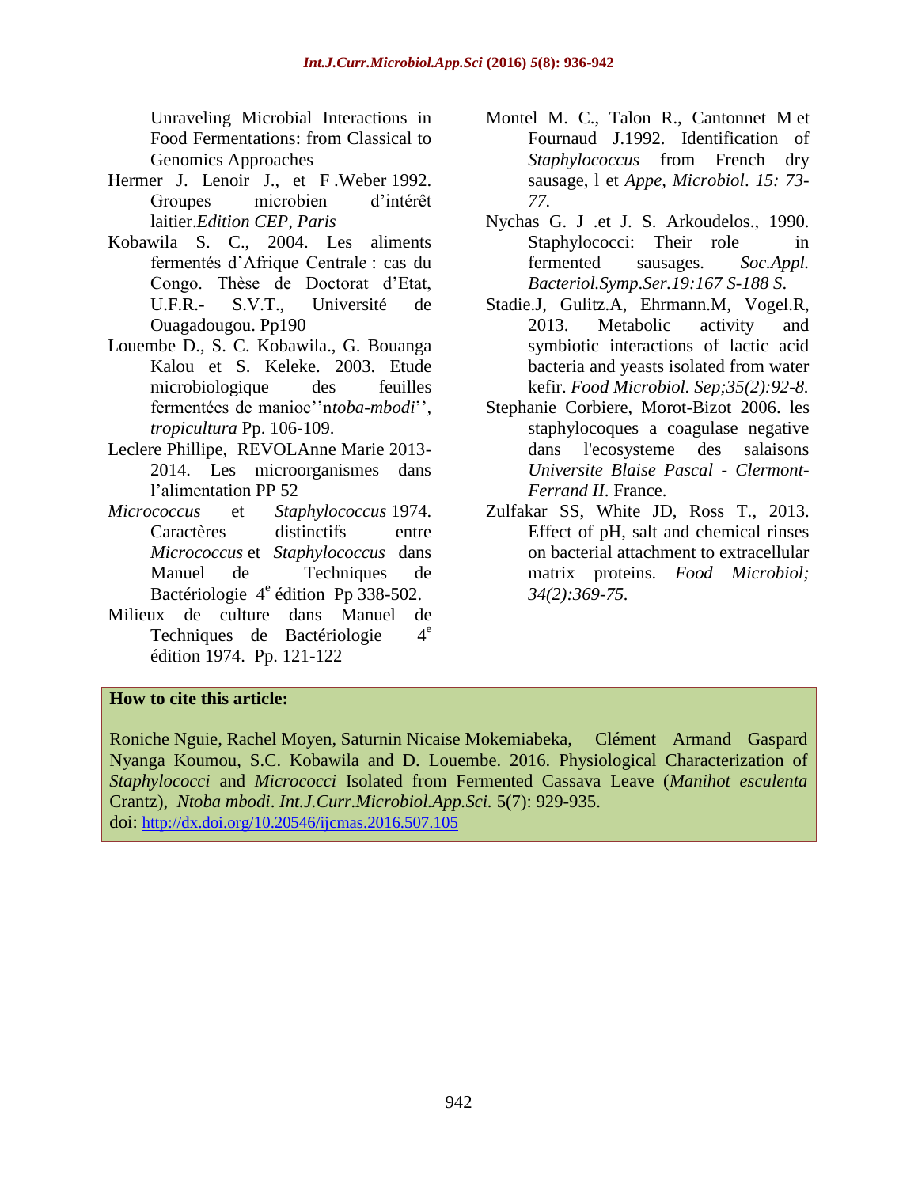Unraveling Microbial Interactions in Food Fermentations: from Classical to Genomics Approaches

Hermer J. Lenoir J., et F .Weber 1992. Groupes microbien d'intérêt laitier.*Edition CEP, Paris*

Kobawila S. C., 2004. Les aliments fermentés d'Afrique Centrale : cas du Congo. Thèse de Doctorat d'Etat, U.F.R.- S.V.T., Université de Ouagadougou. Pp190

Louembe D., S. C. Kobawila., G. Bouanga Kalou et S. Keleke. 2003. Etude microbiologique des feuilles fermentées de manioc''n*toba-mbodi*'', *tropicultura* Pp. 106-109.

Leclere Phillipe, REVOLAnne Marie 2013-2014. Les microorganismes dans l'alimentation PP 52

*Micrococcus* et *Staphylococcus* 1974. Caractères distinctifs entre *Micrococcus* et *Staphylococcus* dans Manuel de Techniques de Bactériologie 4[e] édition Pp 338-502.

Milieux de culture dans Manuel de Techniques de Bactériologie 4[e] édition 1974. Pp. 121-122

Montel M. C., Talon R., Cantonnet M et Fournaud J.1992. Identification of *Staphylococcus* from French dry sausage, l et *Appe, Microbiol. 15: 73-77.*

Nychas G. J .et J. S. Arkoudelos., 1990. Staphylococci: Their role in fermented sausages. *Soc.Appl. Bacteriol.Symp.Ser.19:167 S-188 S*.

Stadie.J, Gulitz.A, Ehrmann.M, Vogel.R, 2013. Metabolic activity and symbiotic interactions of lactic acid bacteria and yeasts isolated from water kefir. *Food Microbiol. Sep;35(2):92-8.*

Stephanie Corbiere, Morot-Bizot 2006. les staphylocoques a coagulase negative dans l'ecosysteme des salaisons *Universite Blaise Pascal - Clermont-Ferrand II*. France.

Zulfakar SS, White JD, Ross T., 2013. Effect of pH, salt and chemical rinses on bacterial attachment to extracellular matrix proteins. *Food Microbiol; 34(2):369-75.*

**How to cite this article:**

Roniche Nguie, Rachel Moyen, Saturnin Nicaise Mokemiabeka, Clément Armand Gaspard Nyanga Koumou, S.C. Kobawila and D. Louembe. 2016. Physiological Characterization of *Staphylococci* and *Micrococci* Isolated from Fermented Cassava Leave (*Manihot esculenta* Crantz), *Ntoba mbodi*. *Int.J.Curr.Microbiol.App.Sci.* 5(7): 929-935.
doi: http://dx.doi.org/10.20546/ijcmas.2016.507.105